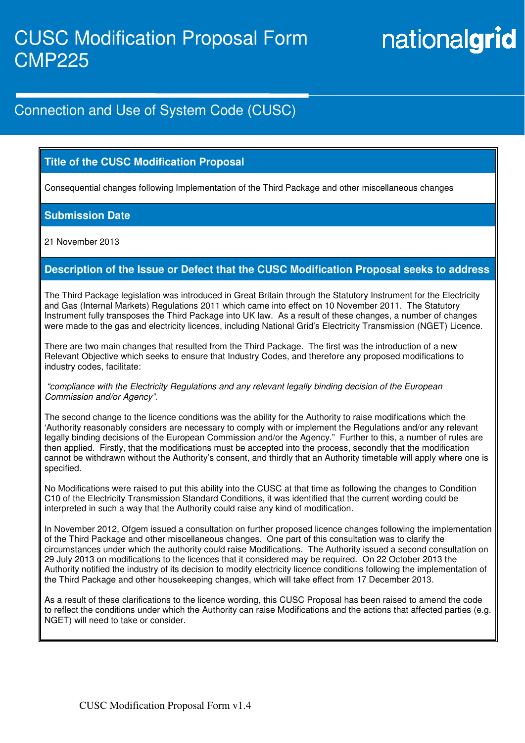# CUSC Modification Proposal Form CMP225

nationalgrid

## Connection and Use of System Code (CUSC)

### Title of the CUSC Modification Proposal

Consequential changes following Implementation of the Third Package and other miscellaneous changes

### Submission Date

21 November 2013

### Description of the Issue or Defect that the CUSC Modification Proposal seeks to address

The Third Package legislation was introduced in Great Britain through the Statutory Instrument for the Electricity and Gas (Internal Markets) Regulations 2011 which came into effect on 10 November 2011. The Statutory Instrument fully transposes the Third Package into UK law. As a result of these changes, a number of changes were made to the gas and electricity licences, including National Grid's Electricity Transmission (NGET) Licence.

There are two main changes that resulted from the Third Package. The first was the introduction of a new Relevant Objective which seeks to ensure that Industry Codes, and therefore any proposed modifications to industry codes, facilitate:

*"compliance with the Electricity Regulations and any relevant legally binding decision of the European Commission and/or Agency".*

The second change to the licence conditions was the ability for the Authority to raise modifications which the 'Authority reasonably considers are necessary to comply with or implement the Regulations and/or any relevant legally binding decisions of the European Commission and/or the Agency." Further to this, a number of rules are then applied. Firstly, that the modifications must be accepted into the process, secondly that the modification cannot be withdrawn without the Authority's consent, and thirdly that an Authority timetable will apply where one is specified.

No Modifications were raised to put this ability into the CUSC at that time as following the changes to Condition C10 of the Electricity Transmission Standard Conditions, it was identified that the current wording could be interpreted in such a way that the Authority could raise any kind of modification.

In November 2012, Ofgem issued a consultation on further proposed licence changes following the implementation of the Third Package and other miscellaneous changes. One part of this consultation was to clarify the circumstances under which the authority could raise Modifications. The Authority issued a second consultation on 29 July 2013 on modifications to the licences that it considered may be required. On 22 October 2013 the Authority notified the industry of its decision to modify electricity licence conditions following the implementation of the Third Package and other housekeeping changes, which will take effect from 17 December 2013.

As a result of these clarifications to the licence wording, this CUSC Proposal has been raised to amend the code to reflect the conditions under which the Authority can raise Modifications and the actions that affected parties (e.g. NGET) will need to take or consider.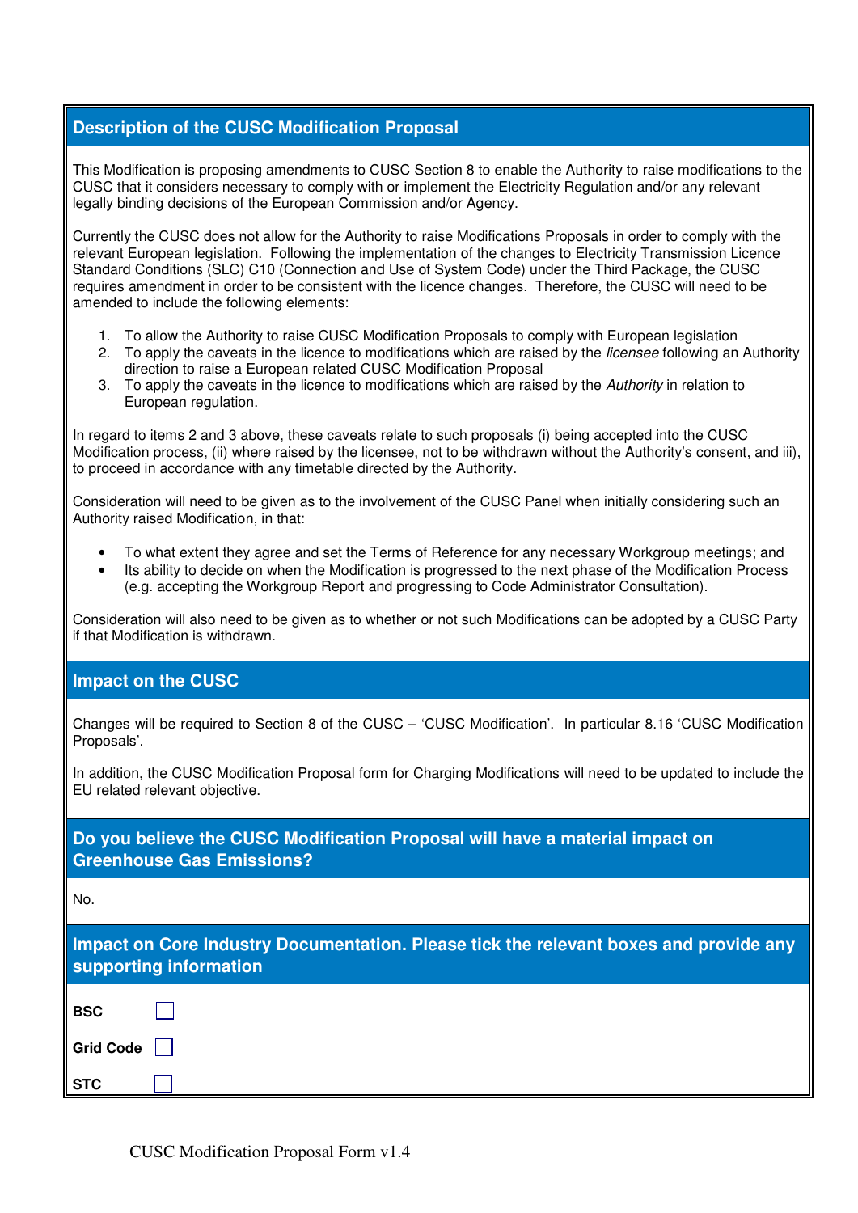## Description of the CUSC Modification Proposal

This Modification is proposing amendments to CUSC Section 8 to enable the Authority to raise modifications to the CUSC that it considers necessary to comply with or implement the Electricity Regulation and/or any relevant legally binding decisions of the European Commission and/or Agency.

Currently the CUSC does not allow for the Authority to raise Modifications Proposals in order to comply with the relevant European legislation. Following the implementation of the changes to Electricity Transmission Licence Standard Conditions (SLC) C10 (Connection and Use of System Code) under the Third Package, the CUSC requires amendment in order to be consistent with the licence changes. Therefore, the CUSC will need to be amended to include the following elements:

1. To allow the Authority to raise CUSC Modification Proposals to comply with European legislation
2. To apply the caveats in the licence to modifications which are raised by the *licensee* following an Authority direction to raise a European related CUSC Modification Proposal
3. To apply the caveats in the licence to modifications which are raised by the *Authority* in relation to European regulation.

In regard to items 2 and 3 above, these caveats relate to such proposals (i) being accepted into the CUSC Modification process, (ii) where raised by the licensee, not to be withdrawn without the Authority's consent, and iii), to proceed in accordance with any timetable directed by the Authority.

Consideration will need to be given as to the involvement of the CUSC Panel when initially considering such an Authority raised Modification, in that:

- To what extent they agree and set the Terms of Reference for any necessary Workgroup meetings; and
- Its ability to decide on when the Modification is progressed to the next phase of the Modification Process (e.g. accepting the Workgroup Report and progressing to Code Administrator Consultation).

Consideration will also need to be given as to whether or not such Modifications can be adopted by a CUSC Party if that Modification is withdrawn.

## Impact on the CUSC

Changes will be required to Section 8 of the CUSC – 'CUSC Modification'. In particular 8.16 'CUSC Modification Proposals'.

In addition, the CUSC Modification Proposal form for Charging Modifications will need to be updated to include the EU related relevant objective.

## Do you believe the CUSC Modification Proposal will have a material impact on Greenhouse Gas Emissions?

No.

## Impact on Core Industry Documentation. Please tick the relevant boxes and provide any supporting information

**BSC** ☐

**Grid Code** ☐

**STC** ☐

CUSC Modification Proposal Form v1.4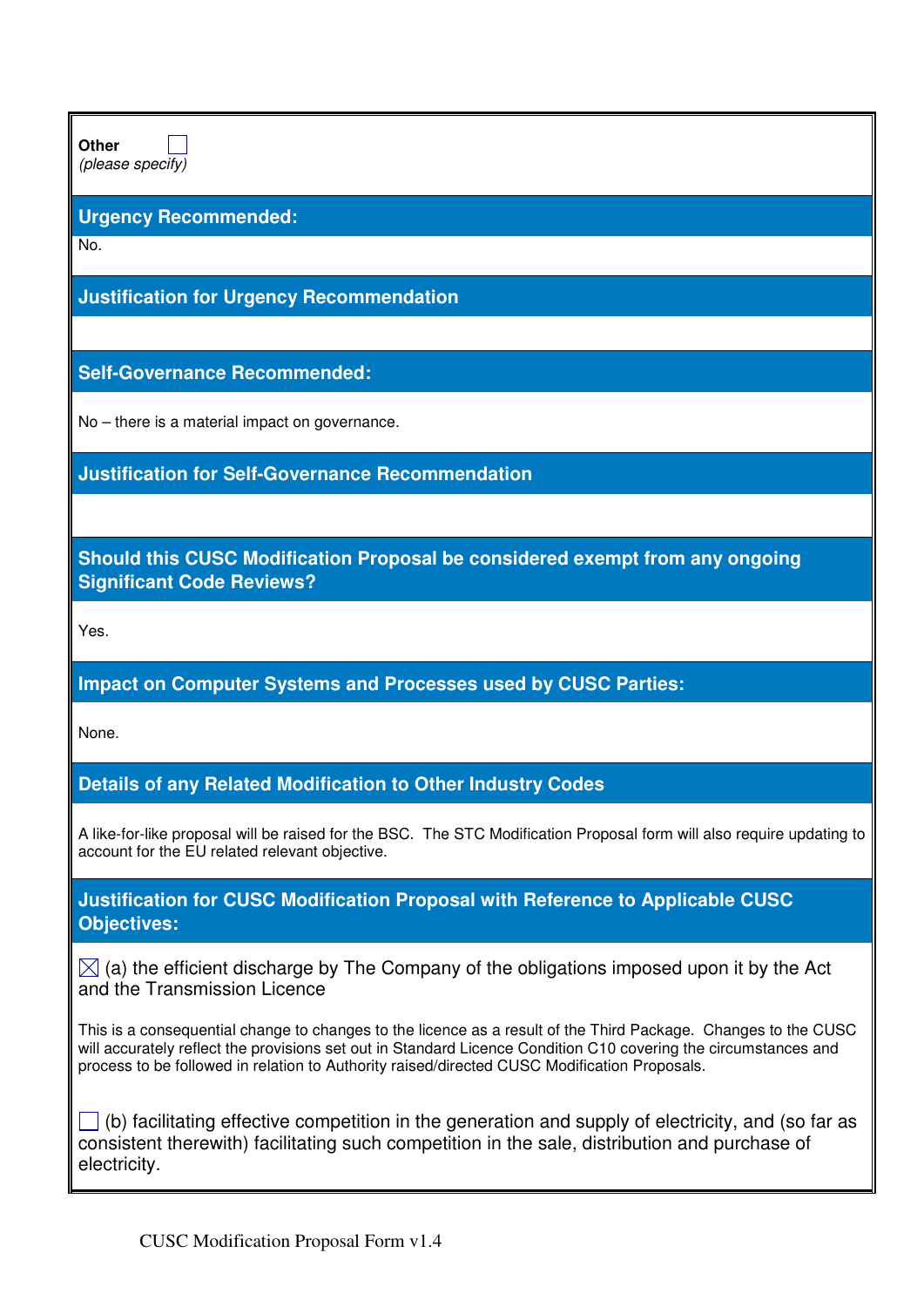**Other** ☐
*(please specify)*

## Urgency Recommended:

No.

## Justification for Urgency Recommendation

## Self-Governance Recommended:

No – there is a material impact on governance.

## Justification for Self-Governance Recommendation

## Should this CUSC Modification Proposal be considered exempt from any ongoing Significant Code Reviews?

Yes.

## Impact on Computer Systems and Processes used by CUSC Parties:

None.

## Details of any Related Modification to Other Industry Codes

A like-for-like proposal will be raised for the BSC. The STC Modification Proposal form will also require updating to account for the EU related relevant objective.

## Justification for CUSC Modification Proposal with Reference to Applicable CUSC Objectives:

☒ (a) the efficient discharge by The Company of the obligations imposed upon it by the Act and the Transmission Licence

This is a consequential change to changes to the licence as a result of the Third Package. Changes to the CUSC will accurately reflect the provisions set out in Standard Licence Condition C10 covering the circumstances and process to be followed in relation to Authority raised/directed CUSC Modification Proposals.

☐ (b) facilitating effective competition in the generation and supply of electricity, and (so far as consistent therewith) facilitating such competition in the sale, distribution and purchase of electricity.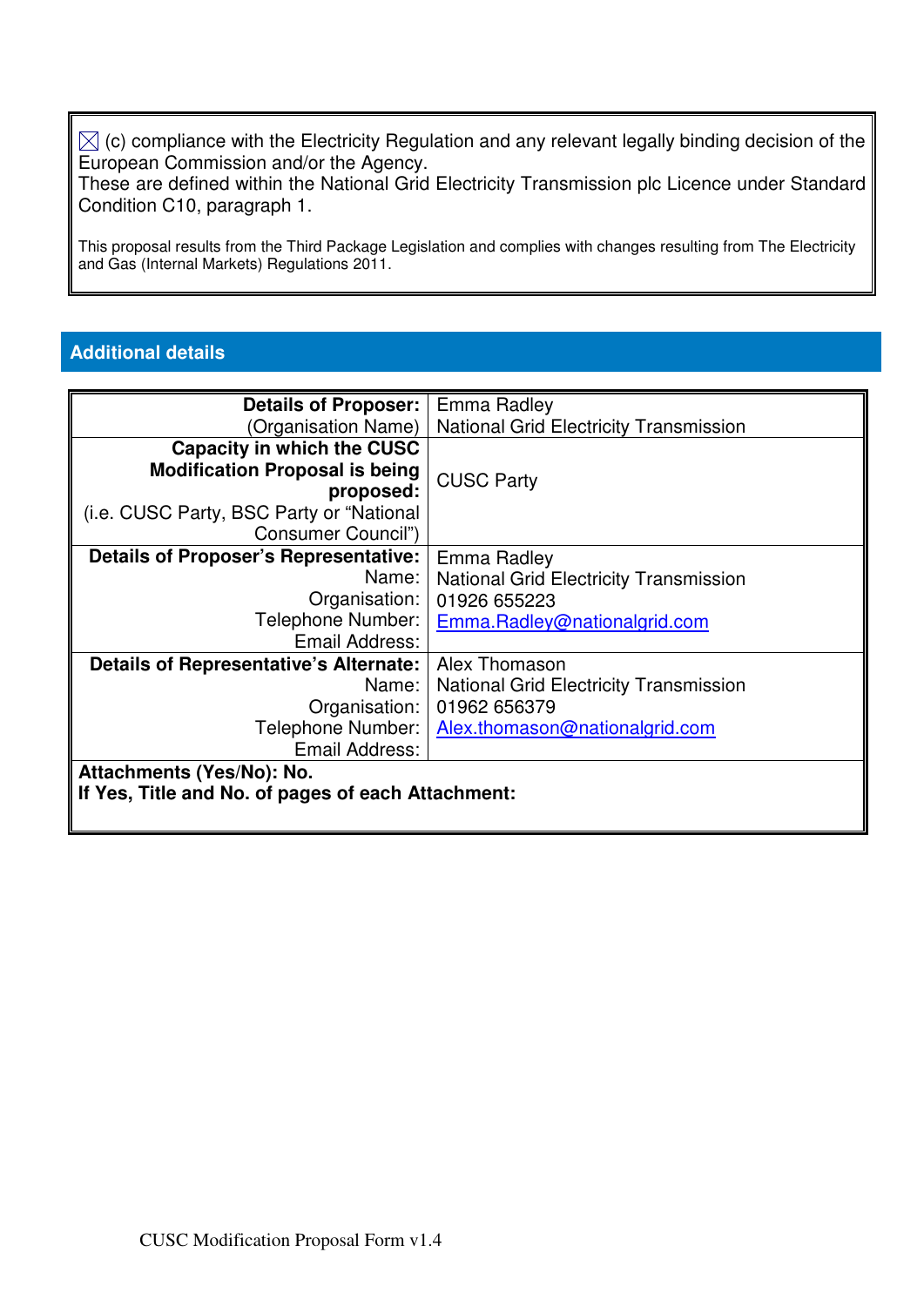☒ (c) compliance with the Electricity Regulation and any relevant legally binding decision of the European Commission and/or the Agency.
These are defined within the National Grid Electricity Transmission plc Licence under Standard Condition C10, paragraph 1.

This proposal results from the Third Package Legislation and complies with changes resulting from The Electricity and Gas (Internal Markets) Regulations 2011.

## Additional details

| | |
|---|---|
| **Details of Proposer:** (Organisation Name) | Emma Radley National Grid Electricity Transmission |
| **Capacity in which the CUSC Modification Proposal is being proposed:** (i.e. CUSC Party, BSC Party or "National Consumer Council") | CUSC Party |
| **Details of Proposer's Representative:** Name: Organisation: Telephone Number: Email Address: | Emma Radley National Grid Electricity Transmission 01926 655223 Emma.Radley@nationalgrid.com |
| **Details of Representative's Alternate:** Name: Organisation: Telephone Number: Email Address: | Alex Thomason National Grid Electricity Transmission 01962 656379 Alex.thomason@nationalgrid.com |
| **Attachments (Yes/No): No.** **If Yes, Title and No. of pages of each Attachment:** | |